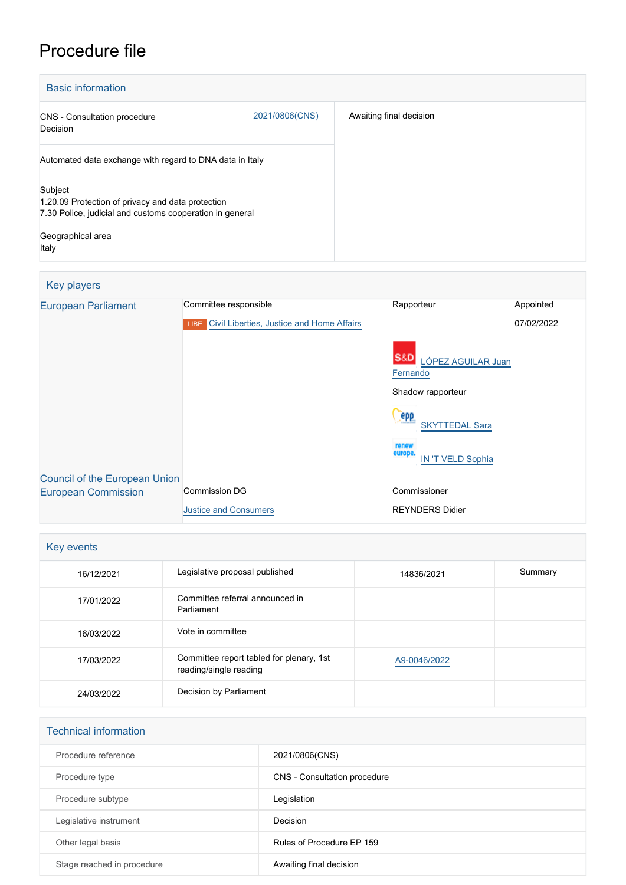# Procedure file

## Basic information

| | | |
|---|---|---|
| CNS - Consultation procedure<br>Decision | 2021/0806(CNS) | Awaiting final decision |
| Automated data exchange with regard to DNA data in Italy<br><br>Subject<br>1.20.09 Protection of privacy and data protection<br>7.30 Police, judicial and customs cooperation in general<br><br>Geographical area<br>Italy | | |

## Key players

| | | | |
|---|---|---|---|
| European Parliament | Committee responsible | Rapporteur | Appointed |
| | LIBE Civil Liberties, Justice and Home Affairs | S&D LÓPEZ AGUILAR Juan Fernando | 07/02/2022 |
| | | Shadow rapporteur<br>EPP SKYTTEDAL Sara<br>Renew Europe IN 'T VELD Sophia | |
| Council of the European Union | | | |
| European Commission | Commission DG<br>Justice and Consumers | Commissioner<br>REYNDERS Didier | |

## Key events

| | | | |
|---|---|---|---|
| 16/12/2021 | Legislative proposal published | 14836/2021 | Summary |
| 17/01/2022 | Committee referral announced in Parliament | | |
| 16/03/2022 | Vote in committee | | |
| 17/03/2022 | Committee report tabled for plenary, 1st reading/single reading | A9-0046/2022 | |
| 24/03/2022 | Decision by Parliament | | |

## Technical information

| | |
|---|---|
| Procedure reference | 2021/0806(CNS) |
| Procedure type | CNS - Consultation procedure |
| Procedure subtype | Legislation |
| Legislative instrument | Decision |
| Other legal basis | Rules of Procedure EP 159 |
| Stage reached in procedure | Awaiting final decision |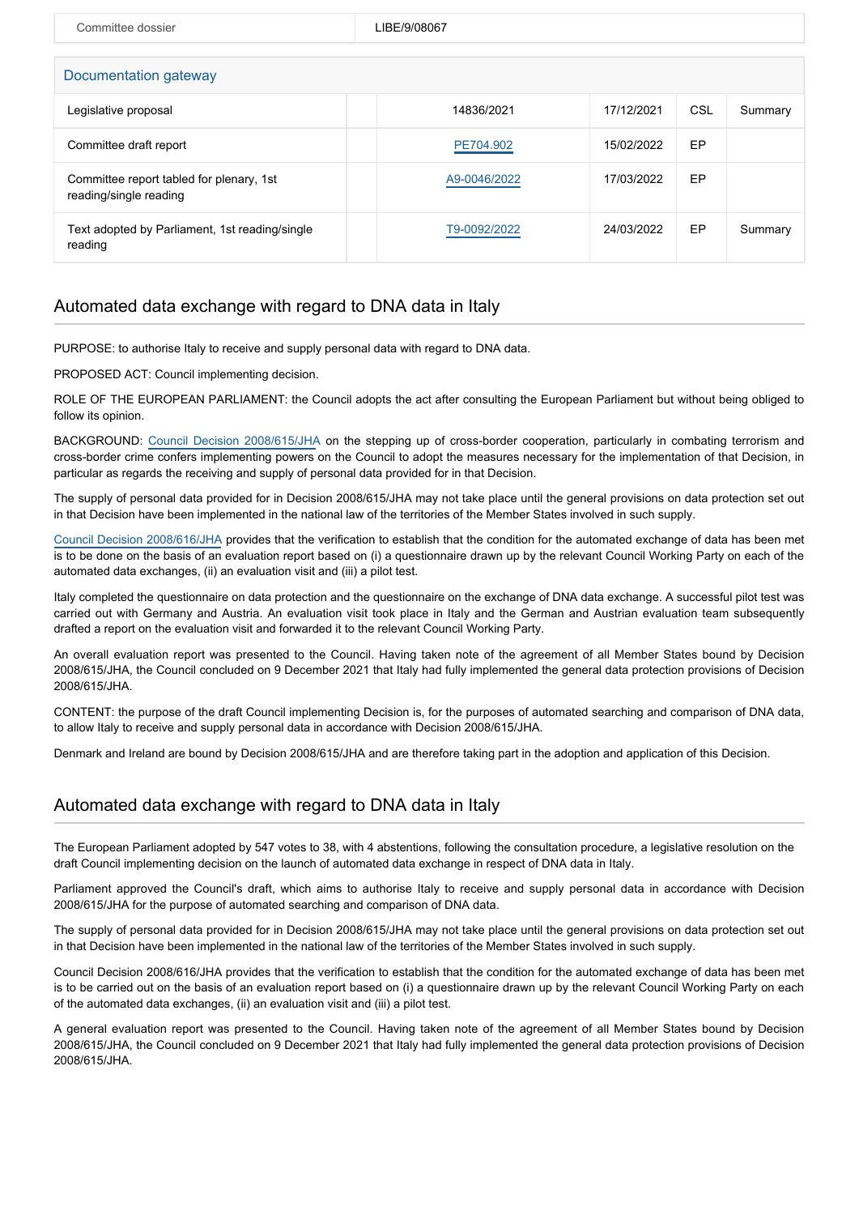| | |
|---|---|
| Committee dossier | LIBE/9/08067 |

### Documentation gateway

| | | | | |
|---|---|---|---|---|
| Legislative proposal | 14836/2021 | 17/12/2021 | CSL | Summary |
| Committee draft report | PE704.902 | 15/02/2022 | EP | |
| Committee report tabled for plenary, 1st reading/single reading | A9-0046/2022 | 17/03/2022 | EP | |
| Text adopted by Parliament, 1st reading/single reading | T9-0092/2022 | 24/03/2022 | EP | Summary |

## Automated data exchange with regard to DNA data in Italy

PURPOSE: to authorise Italy to receive and supply personal data with regard to DNA data.

PROPOSED ACT: Council implementing decision.

ROLE OF THE EUROPEAN PARLIAMENT: the Council adopts the act after consulting the European Parliament but without being obliged to follow its opinion.

BACKGROUND: Council Decision 2008/615/JHA on the stepping up of cross-border cooperation, particularly in combating terrorism and cross-border crime confers implementing powers on the Council to adopt the measures necessary for the implementation of that Decision, in particular as regards the receiving and supply of personal data provided for in that Decision.

The supply of personal data provided for in Decision 2008/615/JHA may not take place until the general provisions on data protection set out in that Decision have been implemented in the national law of the territories of the Member States involved in such supply.

Council Decision 2008/616/JHA provides that the verification to establish that the condition for the automated exchange of data has been met is to be done on the basis of an evaluation report based on (i) a questionnaire drawn up by the relevant Council Working Party on each of the automated data exchanges, (ii) an evaluation visit and (iii) a pilot test.

Italy completed the questionnaire on data protection and the questionnaire on the exchange of DNA data exchange. A successful pilot test was carried out with Germany and Austria. An evaluation visit took place in Italy and the German and Austrian evaluation team subsequently drafted a report on the evaluation visit and forwarded it to the relevant Council Working Party.

An overall evaluation report was presented to the Council. Having taken note of the agreement of all Member States bound by Decision 2008/615/JHA, the Council concluded on 9 December 2021 that Italy had fully implemented the general data protection provisions of Decision 2008/615/JHA.

CONTENT: the purpose of the draft Council implementing Decision is, for the purposes of automated searching and comparison of DNA data, to allow Italy to receive and supply personal data in accordance with Decision 2008/615/JHA.

Denmark and Ireland are bound by Decision 2008/615/JHA and are therefore taking part in the adoption and application of this Decision.

## Automated data exchange with regard to DNA data in Italy

The European Parliament adopted by 547 votes to 38, with 4 abstentions, following the consultation procedure, a legislative resolution on the draft Council implementing decision on the launch of automated data exchange in respect of DNA data in Italy.

Parliament approved the Council's draft, which aims to authorise Italy to receive and supply personal data in accordance with Decision 2008/615/JHA for the purpose of automated searching and comparison of DNA data.

The supply of personal data provided for in Decision 2008/615/JHA may not take place until the general provisions on data protection set out in that Decision have been implemented in the national law of the territories of the Member States involved in such supply.

Council Decision 2008/616/JHA provides that the verification to establish that the condition for the automated exchange of data has been met is to be carried out on the basis of an evaluation report based on (i) a questionnaire drawn up by the relevant Council Working Party on each of the automated data exchanges, (ii) an evaluation visit and (iii) a pilot test.

A general evaluation report was presented to the Council. Having taken note of the agreement of all Member States bound by Decision 2008/615/JHA, the Council concluded on 9 December 2021 that Italy had fully implemented the general data protection provisions of Decision 2008/615/JHA.